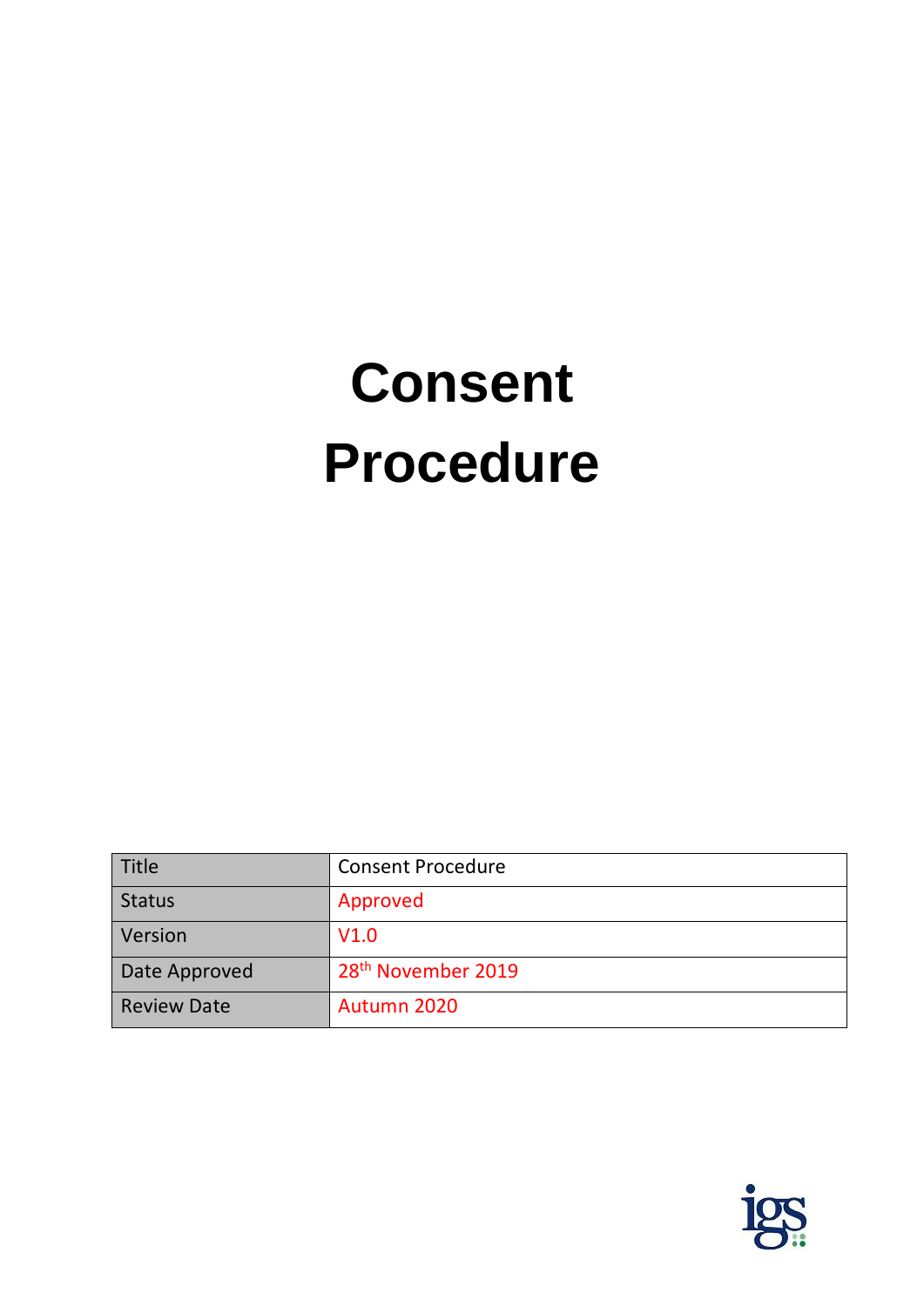# Consent Procedure

| Title | Consent Procedure |
|---|---|
| Status | Approved |
| Version | V1.0 |
| Date Approved | 28th November 2019 |
| Review Date | Autumn 2020 |

igs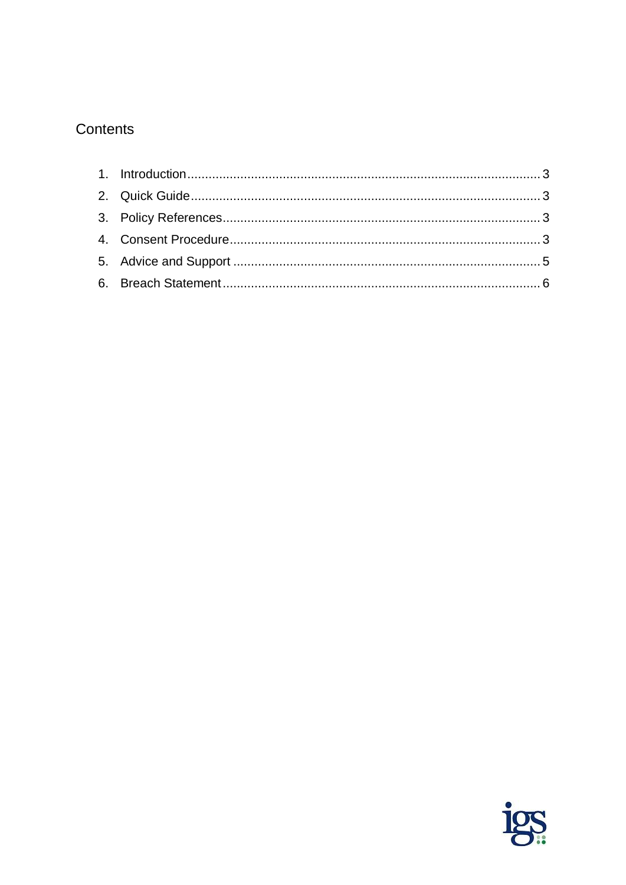## Contents

1. Introduction .......... 3
2. Quick Guide .......... 3
3. Policy References .......... 3
4. Consent Procedure .......... 3
5. Advice and Support .......... 5
6. Breach Statement .......... 6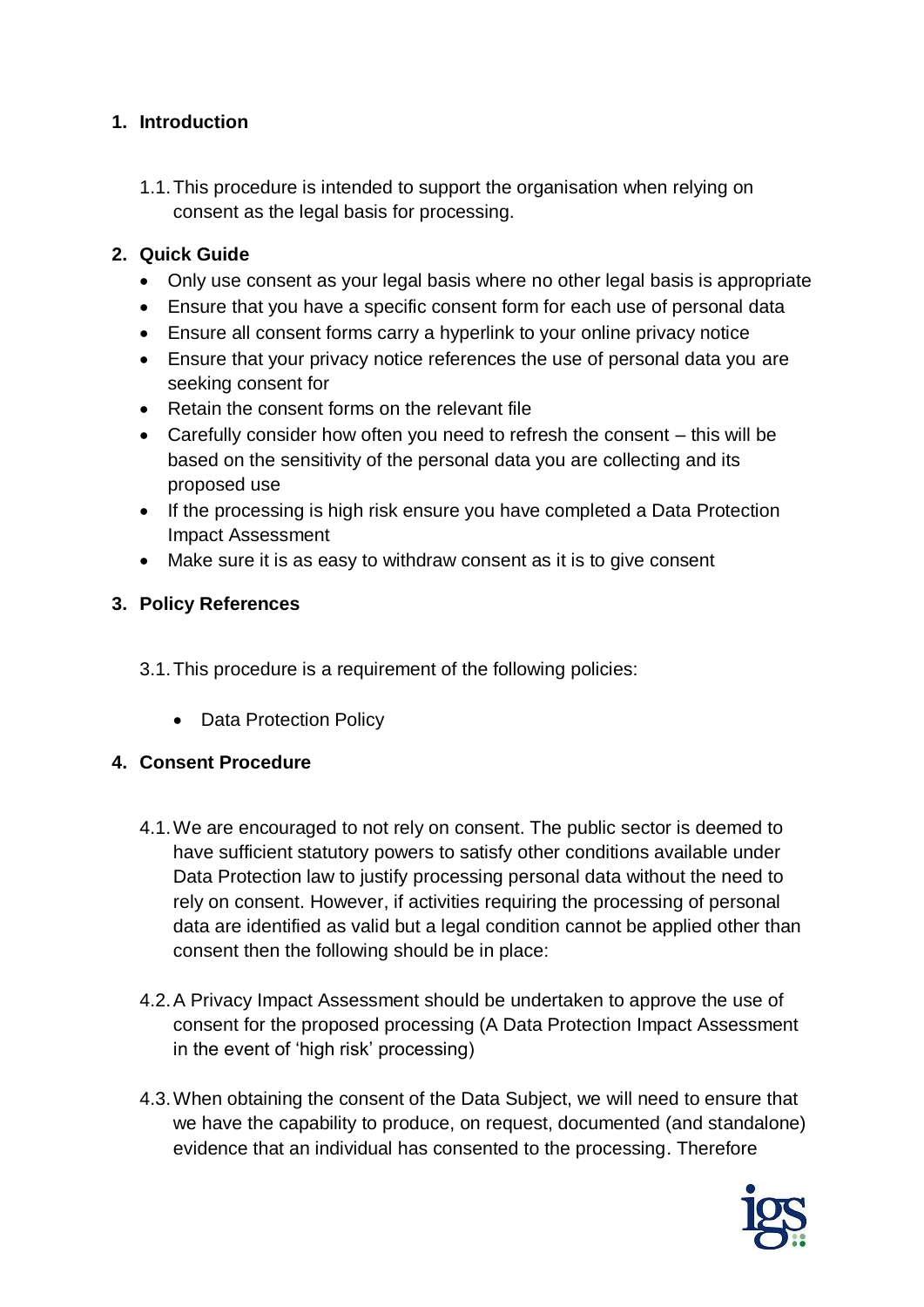## 1. Introduction

1.1. This procedure is intended to support the organisation when relying on consent as the legal basis for processing.

## 2. Quick Guide

- Only use consent as your legal basis where no other legal basis is appropriate
- Ensure that you have a specific consent form for each use of personal data
- Ensure all consent forms carry a hyperlink to your online privacy notice
- Ensure that your privacy notice references the use of personal data you are seeking consent for
- Retain the consent forms on the relevant file
- Carefully consider how often you need to refresh the consent – this will be based on the sensitivity of the personal data you are collecting and its proposed use
- If the processing is high risk ensure you have completed a Data Protection Impact Assessment
- Make sure it is as easy to withdraw consent as it is to give consent

## 3. Policy References

3.1. This procedure is a requirement of the following policies:

- Data Protection Policy

## 4. Consent Procedure

4.1. We are encouraged to not rely on consent. The public sector is deemed to have sufficient statutory powers to satisfy other conditions available under Data Protection law to justify processing personal data without the need to rely on consent. However, if activities requiring the processing of personal data are identified as valid but a legal condition cannot be applied other than consent then the following should be in place:

4.2. A Privacy Impact Assessment should be undertaken to approve the use of consent for the proposed processing (A Data Protection Impact Assessment in the event of 'high risk' processing)

4.3. When obtaining the consent of the Data Subject, we will need to ensure that we have the capability to produce, on request, documented (and standalone) evidence that an individual has consented to the processing. Therefore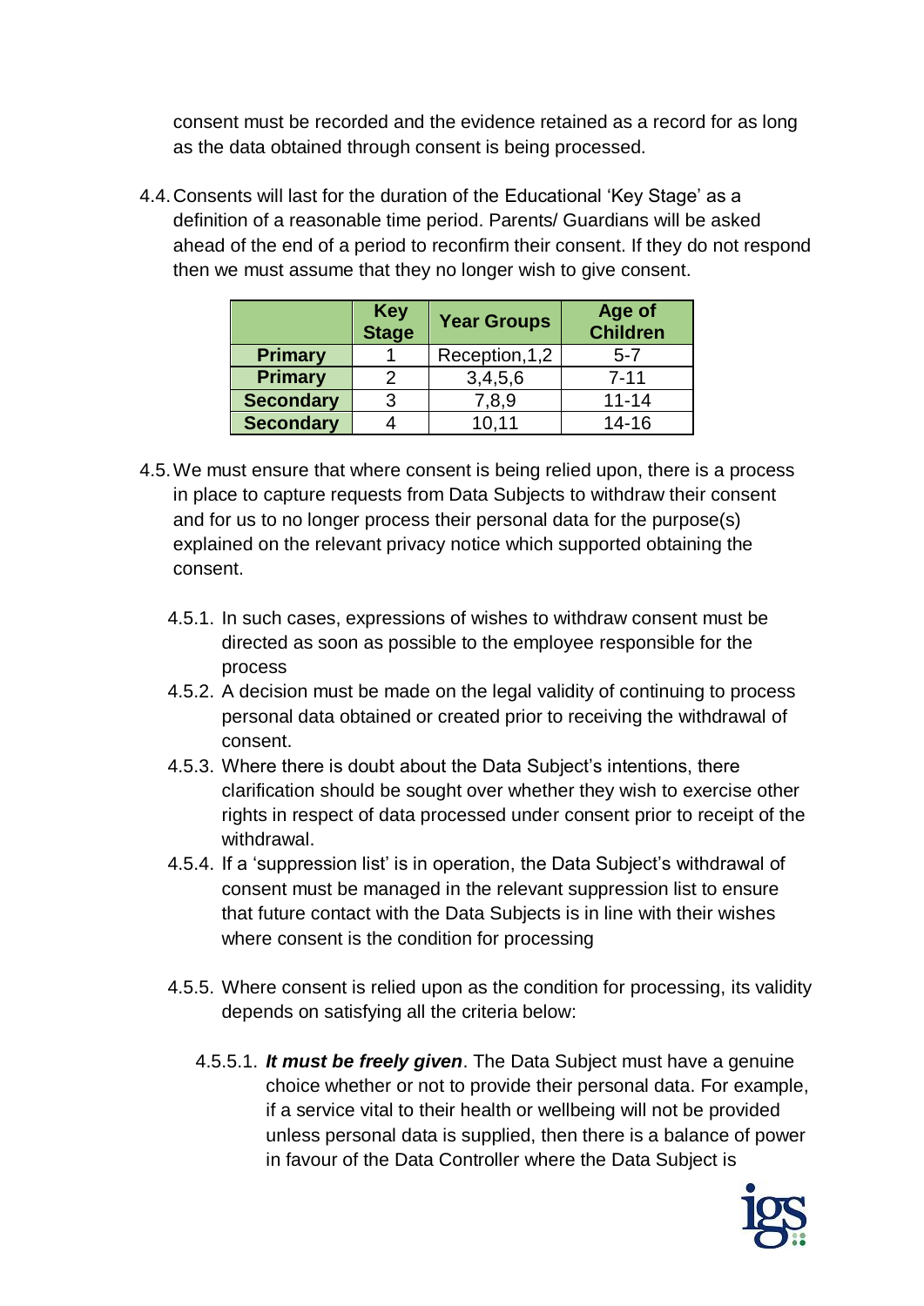consent must be recorded and the evidence retained as a record for as long as the data obtained through consent is being processed.

4.4. Consents will last for the duration of the Educational 'Key Stage' as a definition of a reasonable time period. Parents/ Guardians will be asked ahead of the end of a period to reconfirm their consent. If they do not respond then we must assume that they no longer wish to give consent.

| | Key Stage | Year Groups | Age of Children |
|---|---|---|---|
| **Primary** | 1 | Reception,1,2 | 5-7 |
| **Primary** | 2 | 3,4,5,6 | 7-11 |
| **Secondary** | 3 | 7,8,9 | 11-14 |
| **Secondary** | 4 | 10,11 | 14-16 |

4.5. We must ensure that where consent is being relied upon, there is a process in place to capture requests from Data Subjects to withdraw their consent and for us to no longer process their personal data for the purpose(s) explained on the relevant privacy notice which supported obtaining the consent.

4.5.1. In such cases, expressions of wishes to withdraw consent must be directed as soon as possible to the employee responsible for the process

4.5.2. A decision must be made on the legal validity of continuing to process personal data obtained or created prior to receiving the withdrawal of consent.

4.5.3. Where there is doubt about the Data Subject's intentions, there clarification should be sought over whether they wish to exercise other rights in respect of data processed under consent prior to receipt of the withdrawal.

4.5.4. If a 'suppression list' is in operation, the Data Subject's withdrawal of consent must be managed in the relevant suppression list to ensure that future contact with the Data Subjects is in line with their wishes where consent is the condition for processing

4.5.5. Where consent is relied upon as the condition for processing, its validity depends on satisfying all the criteria below:

4.5.5.1. ***It must be freely given***. The Data Subject must have a genuine choice whether or not to provide their personal data. For example, if a service vital to their health or wellbeing will not be provided unless personal data is supplied, then there is a balance of power in favour of the Data Controller where the Data Subject is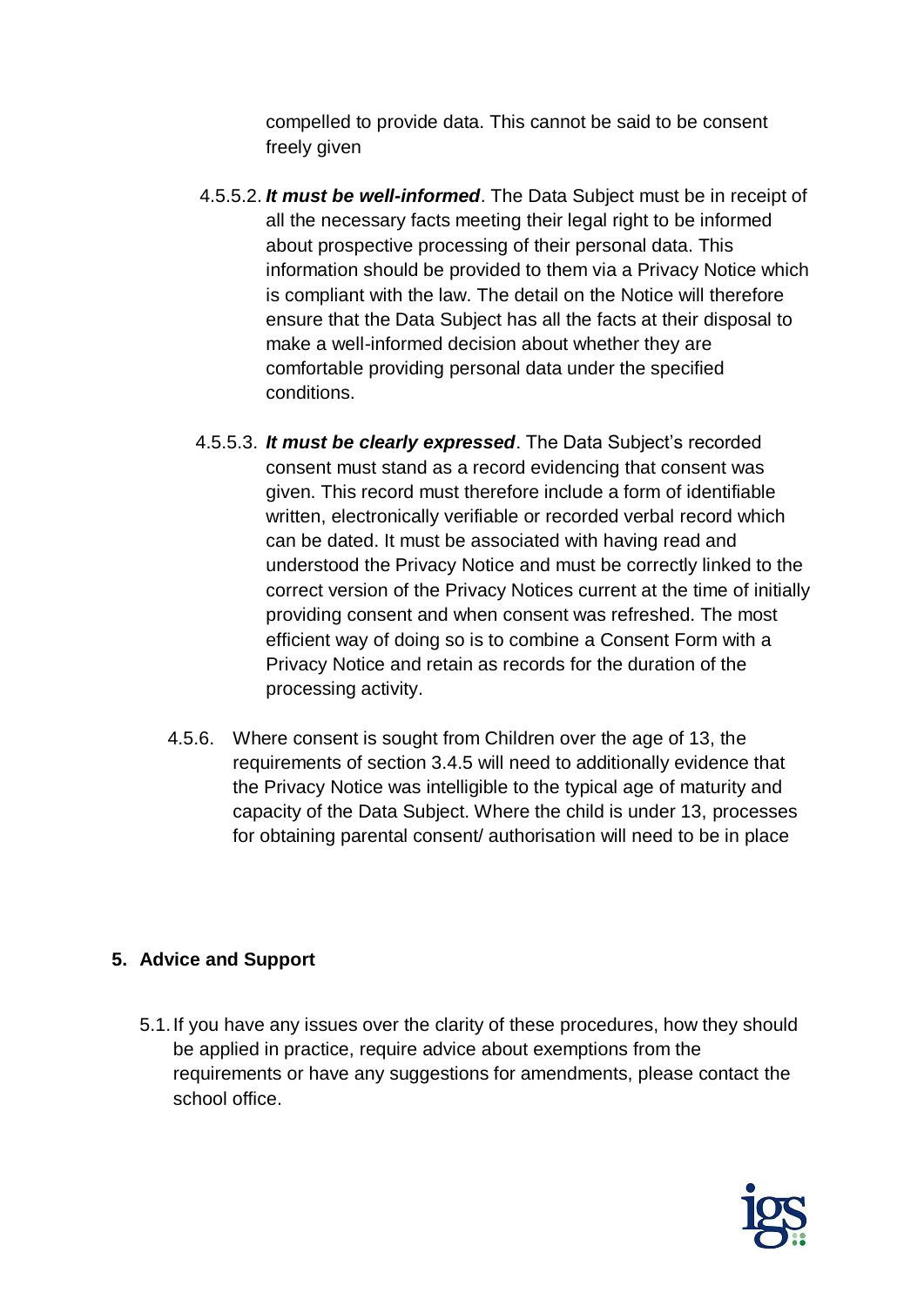compelled to provide data. This cannot be said to be consent freely given

4.5.5.2. ***It must be well-informed***. The Data Subject must be in receipt of all the necessary facts meeting their legal right to be informed about prospective processing of their personal data. This information should be provided to them via a Privacy Notice which is compliant with the law. The detail on the Notice will therefore ensure that the Data Subject has all the facts at their disposal to make a well-informed decision about whether they are comfortable providing personal data under the specified conditions.

4.5.5.3. ***It must be clearly expressed***. The Data Subject's recorded consent must stand as a record evidencing that consent was given. This record must therefore include a form of identifiable written, electronically verifiable or recorded verbal record which can be dated. It must be associated with having read and understood the Privacy Notice and must be correctly linked to the correct version of the Privacy Notices current at the time of initially providing consent and when consent was refreshed. The most efficient way of doing so is to combine a Consent Form with a Privacy Notice and retain as records for the duration of the processing activity.

4.5.6. Where consent is sought from Children over the age of 13, the requirements of section 3.4.5 will need to additionally evidence that the Privacy Notice was intelligible to the typical age of maturity and capacity of the Data Subject. Where the child is under 13, processes for obtaining parental consent/ authorisation will need to be in place

## 5. Advice and Support

5.1. If you have any issues over the clarity of these procedures, how they should be applied in practice, require advice about exemptions from the requirements or have any suggestions for amendments, please contact the school office.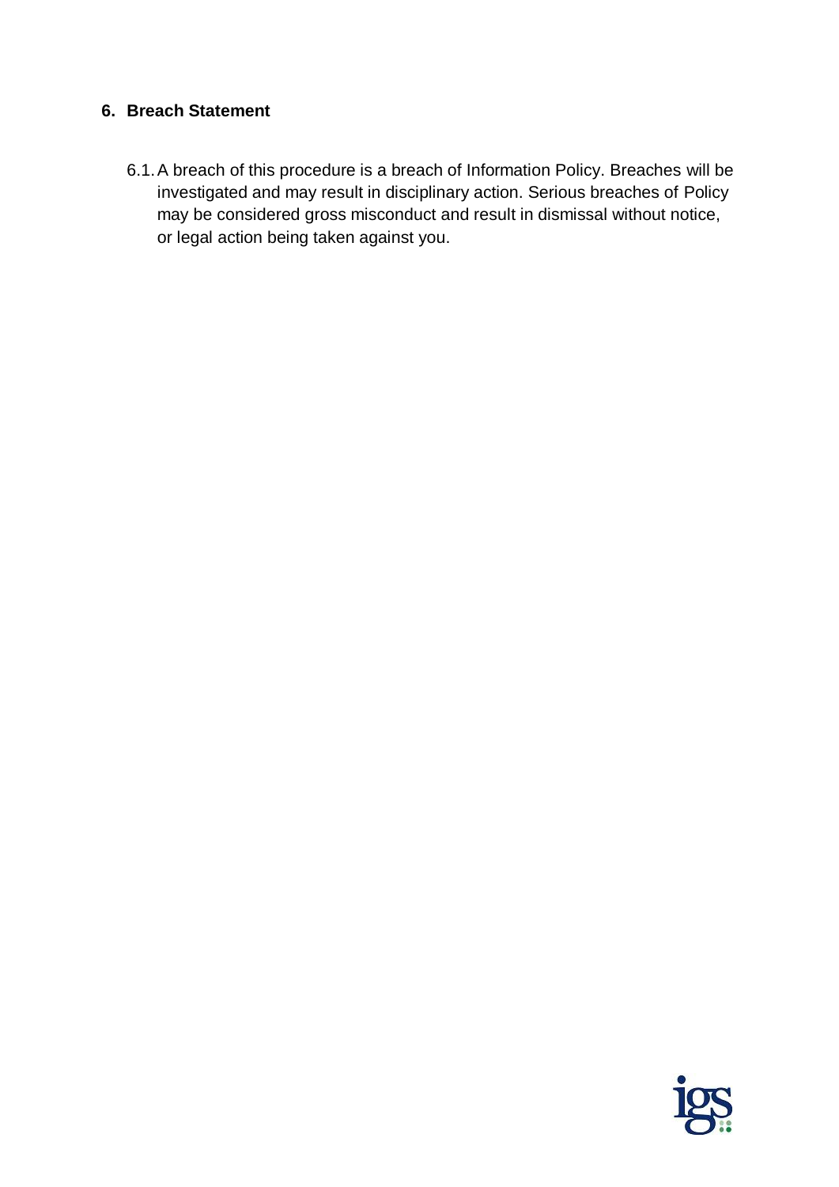## 6. Breach Statement

6.1. A breach of this procedure is a breach of Information Policy. Breaches will be investigated and may result in disciplinary action. Serious breaches of Policy may be considered gross misconduct and result in dismissal without notice, or legal action being taken against you.